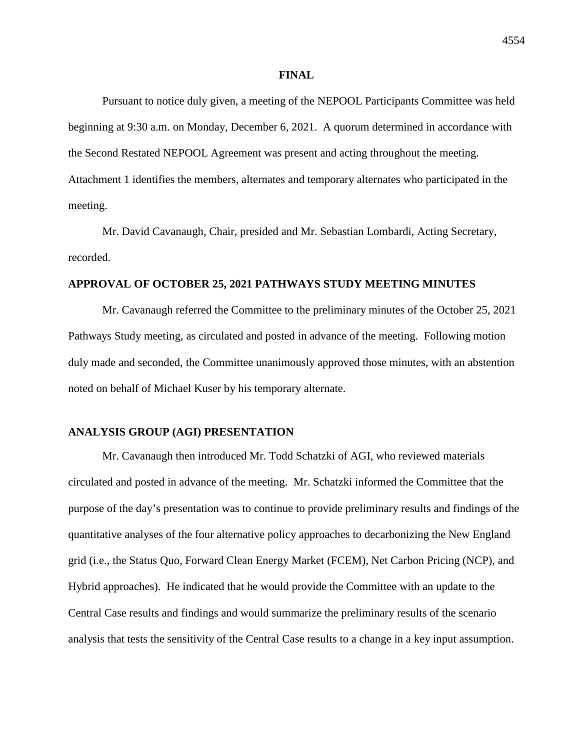**FINAL**

Pursuant to notice duly given, a meeting of the NEPOOL Participants Committee was held beginning at 9:30 a.m. on Monday, December 6, 2021. A quorum determined in accordance with the Second Restated NEPOOL Agreement was present and acting throughout the meeting. Attachment 1 identifies the members, alternates and temporary alternates who participated in the meeting.

Mr. David Cavanaugh, Chair, presided and Mr. Sebastian Lombardi, Acting Secretary, recorded.

## APPROVAL OF OCTOBER 25, 2021 PATHWAYS STUDY MEETING MINUTES

Mr. Cavanaugh referred the Committee to the preliminary minutes of the October 25, 2021 Pathways Study meeting, as circulated and posted in advance of the meeting. Following motion duly made and seconded, the Committee unanimously approved those minutes, with an abstention noted on behalf of Michael Kuser by his temporary alternate.

## ANALYSIS GROUP (AGI) PRESENTATION

Mr. Cavanaugh then introduced Mr. Todd Schatzki of AGI, who reviewed materials circulated and posted in advance of the meeting. Mr. Schatzki informed the Committee that the purpose of the day's presentation was to continue to provide preliminary results and findings of the quantitative analyses of the four alternative policy approaches to decarbonizing the New England grid (i.e., the Status Quo, Forward Clean Energy Market (FCEM), Net Carbon Pricing (NCP), and Hybrid approaches). He indicated that he would provide the Committee with an update to the Central Case results and findings and would summarize the preliminary results of the scenario analysis that tests the sensitivity of the Central Case results to a change in a key input assumption.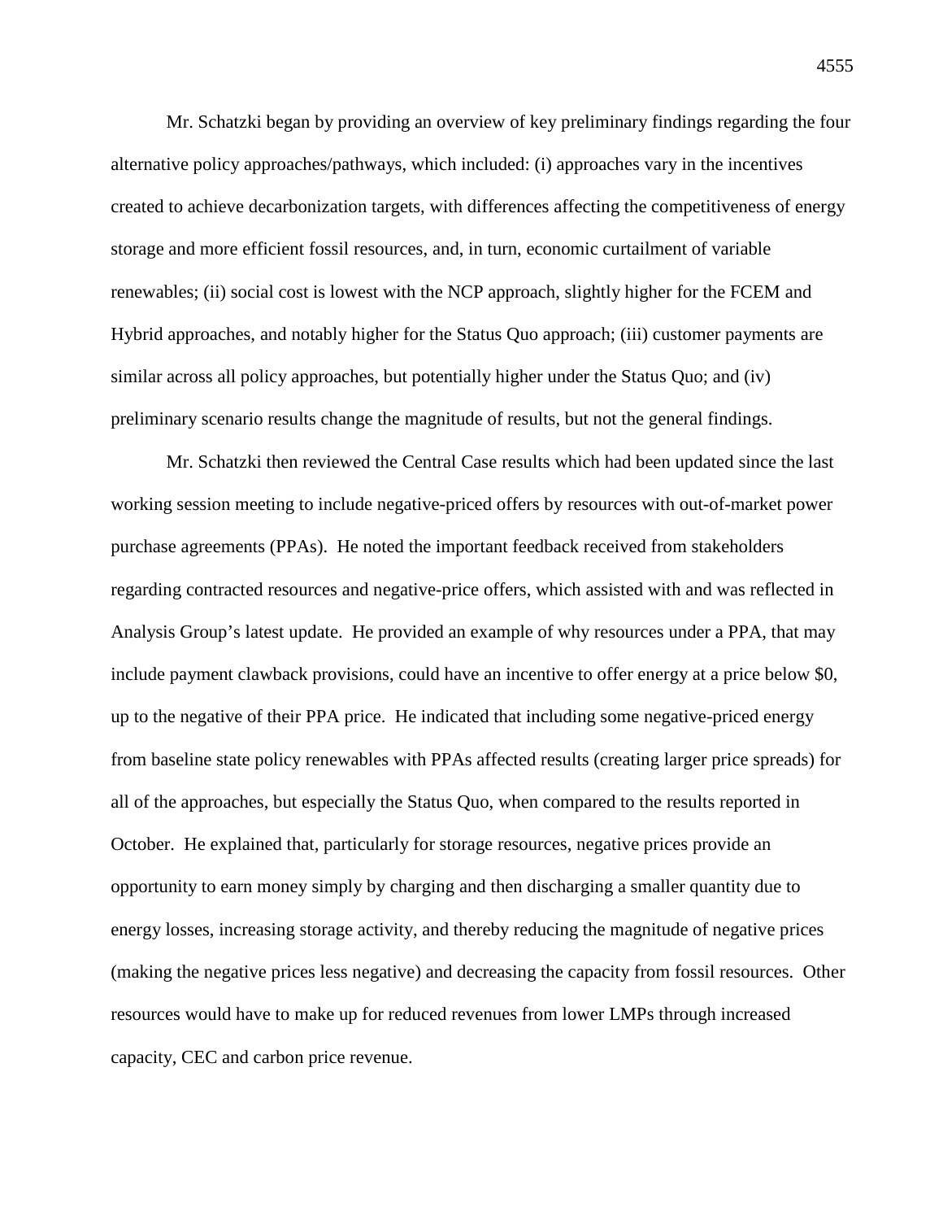Mr. Schatzki began by providing an overview of key preliminary findings regarding the four alternative policy approaches/pathways, which included: (i) approaches vary in the incentives created to achieve decarbonization targets, with differences affecting the competitiveness of energy storage and more efficient fossil resources, and, in turn, economic curtailment of variable renewables; (ii) social cost is lowest with the NCP approach, slightly higher for the FCEM and Hybrid approaches, and notably higher for the Status Quo approach; (iii) customer payments are similar across all policy approaches, but potentially higher under the Status Quo; and (iv) preliminary scenario results change the magnitude of results, but not the general findings.

Mr. Schatzki then reviewed the Central Case results which had been updated since the last working session meeting to include negative-priced offers by resources with out-of-market power purchase agreements (PPAs). He noted the important feedback received from stakeholders regarding contracted resources and negative-price offers, which assisted with and was reflected in Analysis Group's latest update. He provided an example of why resources under a PPA, that may include payment clawback provisions, could have an incentive to offer energy at a price below $0, up to the negative of their PPA price. He indicated that including some negative-priced energy from baseline state policy renewables with PPAs affected results (creating larger price spreads) for all of the approaches, but especially the Status Quo, when compared to the results reported in October. He explained that, particularly for storage resources, negative prices provide an opportunity to earn money simply by charging and then discharging a smaller quantity due to energy losses, increasing storage activity, and thereby reducing the magnitude of negative prices (making the negative prices less negative) and decreasing the capacity from fossil resources. Other resources would have to make up for reduced revenues from lower LMPs through increased capacity, CEC and carbon price revenue.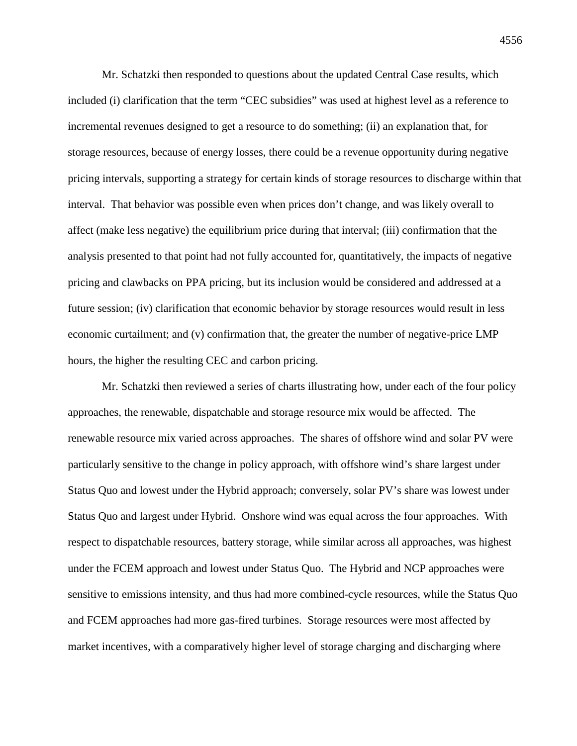Mr. Schatzki then responded to questions about the updated Central Case results, which included (i) clarification that the term "CEC subsidies" was used at highest level as a reference to incremental revenues designed to get a resource to do something; (ii) an explanation that, for storage resources, because of energy losses, there could be a revenue opportunity during negative pricing intervals, supporting a strategy for certain kinds of storage resources to discharge within that interval. That behavior was possible even when prices don't change, and was likely overall to affect (make less negative) the equilibrium price during that interval; (iii) confirmation that the analysis presented to that point had not fully accounted for, quantitatively, the impacts of negative pricing and clawbacks on PPA pricing, but its inclusion would be considered and addressed at a future session; (iv) clarification that economic behavior by storage resources would result in less economic curtailment; and (v) confirmation that, the greater the number of negative-price LMP hours, the higher the resulting CEC and carbon pricing.

Mr. Schatzki then reviewed a series of charts illustrating how, under each of the four policy approaches, the renewable, dispatchable and storage resource mix would be affected. The renewable resource mix varied across approaches. The shares of offshore wind and solar PV were particularly sensitive to the change in policy approach, with offshore wind's share largest under Status Quo and lowest under the Hybrid approach; conversely, solar PV's share was lowest under Status Quo and largest under Hybrid. Onshore wind was equal across the four approaches. With respect to dispatchable resources, battery storage, while similar across all approaches, was highest under the FCEM approach and lowest under Status Quo. The Hybrid and NCP approaches were sensitive to emissions intensity, and thus had more combined-cycle resources, while the Status Quo and FCEM approaches had more gas-fired turbines. Storage resources were most affected by market incentives, with a comparatively higher level of storage charging and discharging where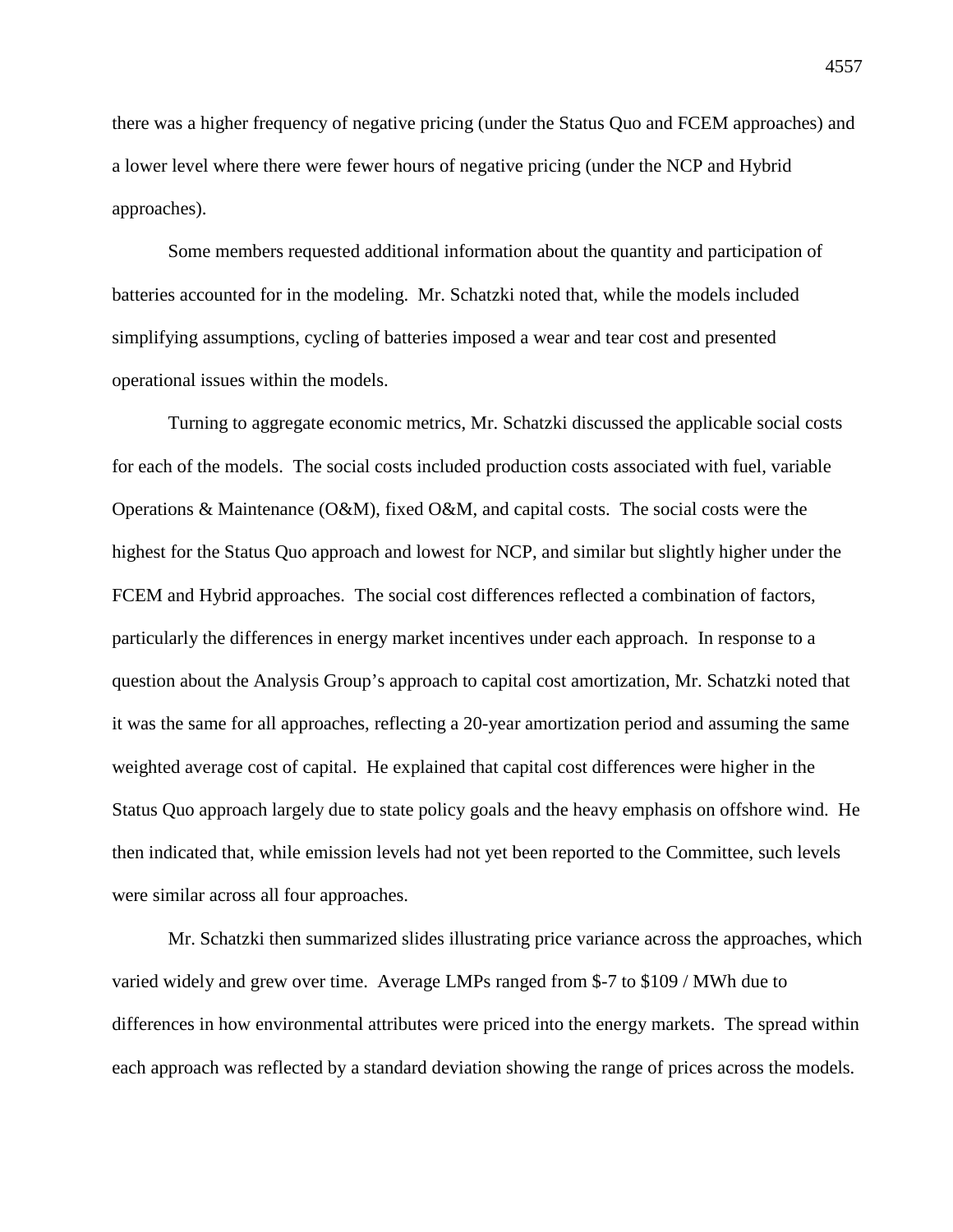there was a higher frequency of negative pricing (under the Status Quo and FCEM approaches) and a lower level where there were fewer hours of negative pricing (under the NCP and Hybrid approaches).

Some members requested additional information about the quantity and participation of batteries accounted for in the modeling. Mr. Schatzki noted that, while the models included simplifying assumptions, cycling of batteries imposed a wear and tear cost and presented operational issues within the models.

Turning to aggregate economic metrics, Mr. Schatzki discussed the applicable social costs for each of the models. The social costs included production costs associated with fuel, variable Operations & Maintenance (O&M), fixed O&M, and capital costs. The social costs were the highest for the Status Quo approach and lowest for NCP, and similar but slightly higher under the FCEM and Hybrid approaches. The social cost differences reflected a combination of factors, particularly the differences in energy market incentives under each approach. In response to a question about the Analysis Group's approach to capital cost amortization, Mr. Schatzki noted that it was the same for all approaches, reflecting a 20-year amortization period and assuming the same weighted average cost of capital. He explained that capital cost differences were higher in the Status Quo approach largely due to state policy goals and the heavy emphasis on offshore wind. He then indicated that, while emission levels had not yet been reported to the Committee, such levels were similar across all four approaches.

Mr. Schatzki then summarized slides illustrating price variance across the approaches, which varied widely and grew over time. Average LMPs ranged from $-7 to $109 / MWh due to differences in how environmental attributes were priced into the energy markets. The spread within each approach was reflected by a standard deviation showing the range of prices across the models.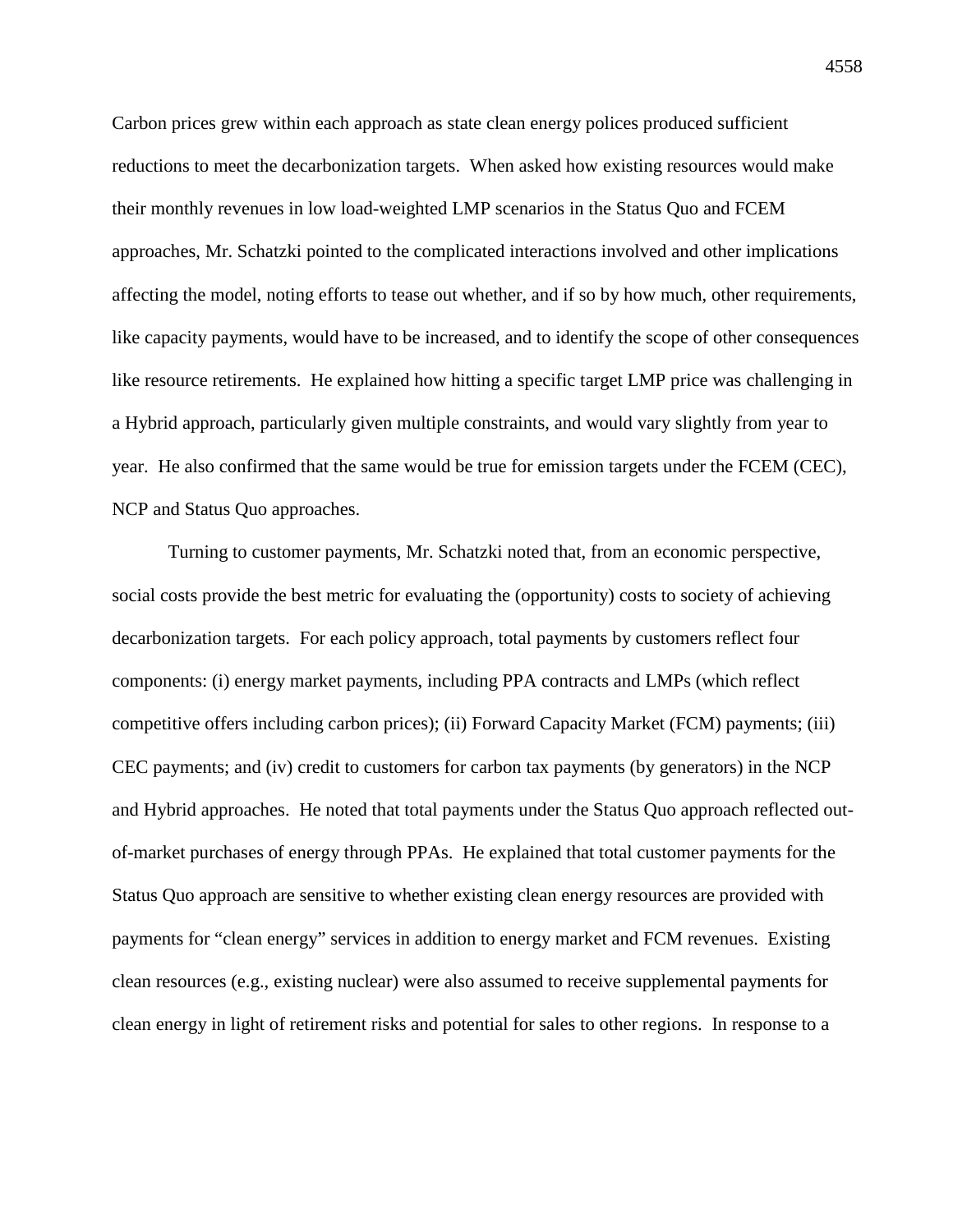Carbon prices grew within each approach as state clean energy polices produced sufficient reductions to meet the decarbonization targets. When asked how existing resources would make their monthly revenues in low load-weighted LMP scenarios in the Status Quo and FCEM approaches, Mr. Schatzki pointed to the complicated interactions involved and other implications affecting the model, noting efforts to tease out whether, and if so by how much, other requirements, like capacity payments, would have to be increased, and to identify the scope of other consequences like resource retirements. He explained how hitting a specific target LMP price was challenging in a Hybrid approach, particularly given multiple constraints, and would vary slightly from year to year. He also confirmed that the same would be true for emission targets under the FCEM (CEC), NCP and Status Quo approaches.

Turning to customer payments, Mr. Schatzki noted that, from an economic perspective, social costs provide the best metric for evaluating the (opportunity) costs to society of achieving decarbonization targets. For each policy approach, total payments by customers reflect four components: (i) energy market payments, including PPA contracts and LMPs (which reflect competitive offers including carbon prices); (ii) Forward Capacity Market (FCM) payments; (iii) CEC payments; and (iv) credit to customers for carbon tax payments (by generators) in the NCP and Hybrid approaches. He noted that total payments under the Status Quo approach reflected out-of-market purchases of energy through PPAs. He explained that total customer payments for the Status Quo approach are sensitive to whether existing clean energy resources are provided with payments for "clean energy" services in addition to energy market and FCM revenues. Existing clean resources (e.g., existing nuclear) were also assumed to receive supplemental payments for clean energy in light of retirement risks and potential for sales to other regions. In response to a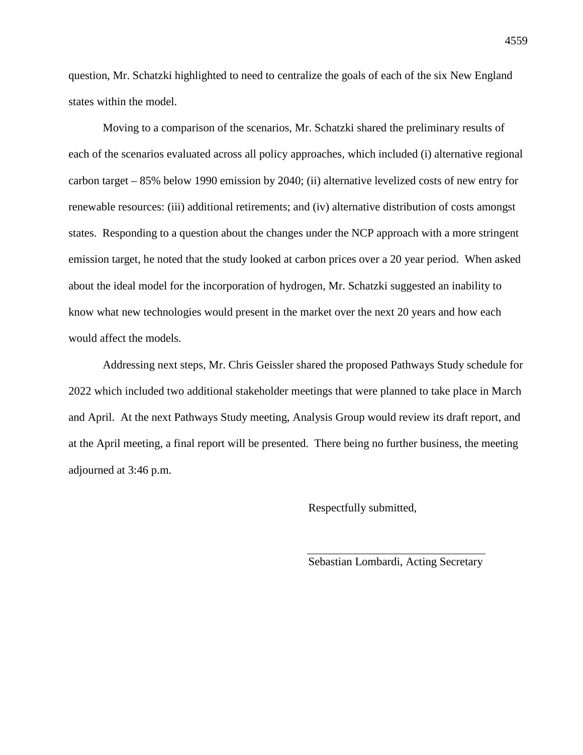question, Mr. Schatzki highlighted to need to centralize the goals of each of the six New England states within the model.

Moving to a comparison of the scenarios, Mr. Schatzki shared the preliminary results of each of the scenarios evaluated across all policy approaches, which included (i) alternative regional carbon target – 85% below 1990 emission by 2040; (ii) alternative levelized costs of new entry for renewable resources: (iii) additional retirements; and (iv) alternative distribution of costs amongst states. Responding to a question about the changes under the NCP approach with a more stringent emission target, he noted that the study looked at carbon prices over a 20 year period. When asked about the ideal model for the incorporation of hydrogen, Mr. Schatzki suggested an inability to know what new technologies would present in the market over the next 20 years and how each would affect the models.

Addressing next steps, Mr. Chris Geissler shared the proposed Pathways Study schedule for 2022 which included two additional stakeholder meetings that were planned to take place in March and April. At the next Pathways Study meeting, Analysis Group would review its draft report, and at the April meeting, a final report will be presented. There being no further business, the meeting adjourned at 3:46 p.m.

Respectfully submitted,

Sebastian Lombardi, Acting Secretary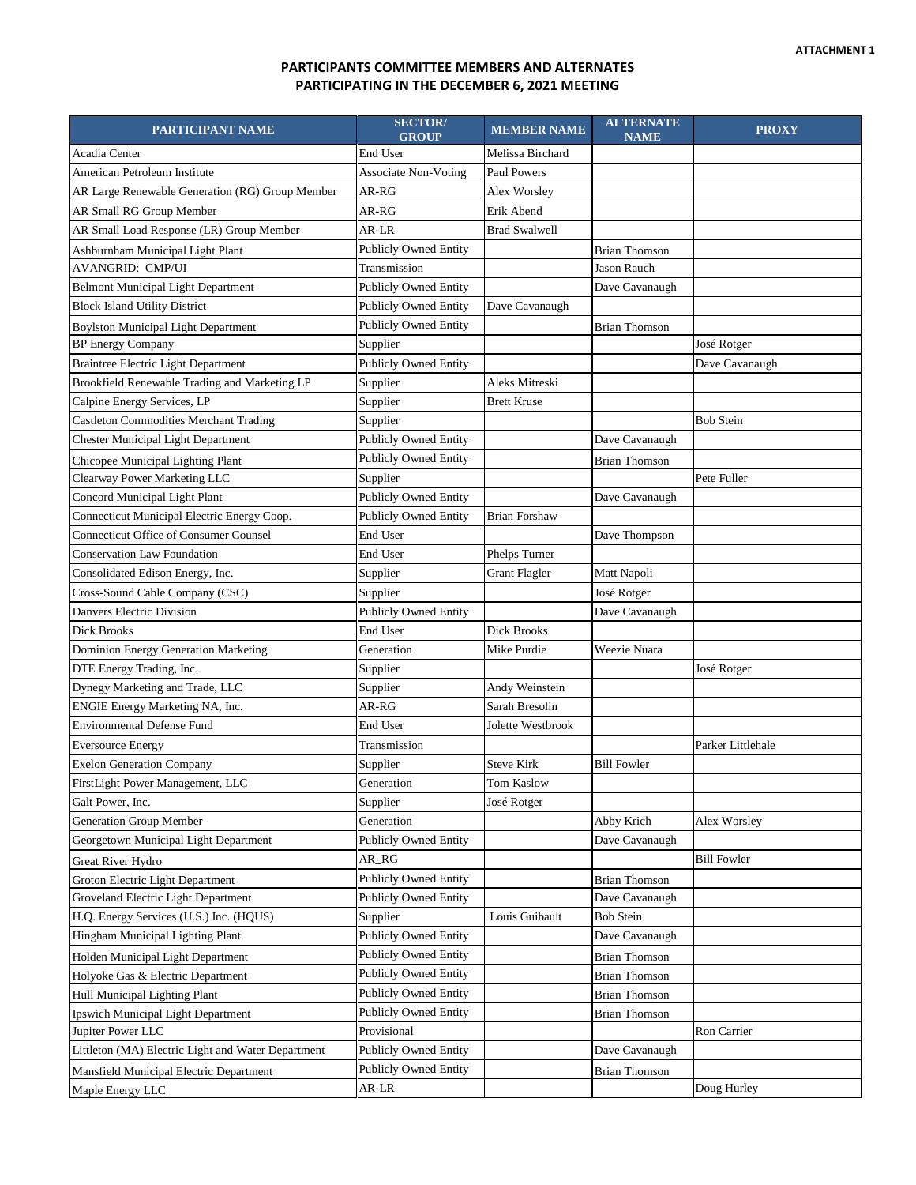**ATTACHMENT 1**

## PARTICIPANTS COMMITTEE MEMBERS AND ALTERNATES PARTICIPATING IN THE DECEMBER 6, 2021 MEETING

| PARTICIPANT NAME | SECTOR/ GROUP | MEMBER NAME | ALTERNATE NAME | PROXY |
|---|---|---|---|---|
| Acadia Center | End User | Melissa Birchard | | |
| American Petroleum Institute | Associate Non-Voting | Paul Powers | | |
| AR Large Renewable Generation (RG) Group Member | AR-RG | Alex Worsley | | |
| AR Small RG Group Member | AR-RG | Erik Abend | | |
| AR Small Load Response (LR) Group Member | AR-LR | Brad Swalwell | | |
| Ashburnham Municipal Light Plant | Publicly Owned Entity | | Brian Thomson | |
| AVANGRID: CMP/UI | Transmission | | Jason Rauch | |
| Belmont Municipal Light Department | Publicly Owned Entity | | Dave Cavanaugh | |
| Block Island Utility District | Publicly Owned Entity | Dave Cavanaugh | | |
| Boylston Municipal Light Department | Publicly Owned Entity | | Brian Thomson | |
| BP Energy Company | Supplier | | | José Rotger |
| Braintree Electric Light Department | Publicly Owned Entity | | | Dave Cavanaugh |
| Brookfield Renewable Trading and Marketing LP | Supplier | Aleks Mitreski | | |
| Calpine Energy Services, LP | Supplier | Brett Kruse | | |
| Castleton Commodities Merchant Trading | Supplier | | | Bob Stein |
| Chester Municipal Light Department | Publicly Owned Entity | | Dave Cavanaugh | |
| Chicopee Municipal Lighting Plant | Publicly Owned Entity | | Brian Thomson | |
| Clearway Power Marketing LLC | Supplier | | | Pete Fuller |
| Concord Municipal Light Plant | Publicly Owned Entity | | Dave Cavanaugh | |
| Connecticut Municipal Electric Energy Coop. | Publicly Owned Entity | Brian Forshaw | | |
| Connecticut Office of Consumer Counsel | End User | | Dave Thompson | |
| Conservation Law Foundation | End User | Phelps Turner | | |
| Consolidated Edison Energy, Inc. | Supplier | Grant Flagler | Matt Napoli | |
| Cross-Sound Cable Company (CSC) | Supplier | | José Rotger | |
| Danvers Electric Division | Publicly Owned Entity | | Dave Cavanaugh | |
| Dick Brooks | End User | Dick Brooks | | |
| Dominion Energy Generation Marketing | Generation | Mike Purdie | Weezie Nuara | |
| DTE Energy Trading, Inc. | Supplier | | | José Rotger |
| Dynegy Marketing and Trade, LLC | Supplier | Andy Weinstein | | |
| ENGIE Energy Marketing NA, Inc. | AR-RG | Sarah Bresolin | | |
| Environmental Defense Fund | End User | Jolette Westbrook | | |
| Eversource Energy | Transmission | | | Parker Littlehale |
| Exelon Generation Company | Supplier | Steve Kirk | Bill Fowler | |
| FirstLight Power Management, LLC | Generation | Tom Kaslow | | |
| Galt Power, Inc. | Supplier | José Rotger | | |
| Generation Group Member | Generation | | Abby Krich | Alex Worsley |
| Georgetown Municipal Light Department | Publicly Owned Entity | | Dave Cavanaugh | |
| Great River Hydro | AR_RG | | | Bill Fowler |
| Groton Electric Light Department | Publicly Owned Entity | | Brian Thomson | |
| Groveland Electric Light Department | Publicly Owned Entity | | Dave Cavanaugh | |
| H.Q. Energy Services (U.S.) Inc. (HQUS) | Supplier | Louis Guibault | Bob Stein | |
| Hingham Municipal Lighting Plant | Publicly Owned Entity | | Dave Cavanaugh | |
| Holden Municipal Light Department | Publicly Owned Entity | | Brian Thomson | |
| Holyoke Gas & Electric Department | Publicly Owned Entity | | Brian Thomson | |
| Hull Municipal Lighting Plant | Publicly Owned Entity | | Brian Thomson | |
| Ipswich Municipal Light Department | Publicly Owned Entity | | Brian Thomson | |
| Jupiter Power LLC | Provisional | | | Ron Carrier |
| Littleton (MA) Electric Light and Water Department | Publicly Owned Entity | | Dave Cavanaugh | |
| Mansfield Municipal Electric Department | Publicly Owned Entity | | Brian Thomson | |
| Maple Energy LLC | AR-LR | | | Doug Hurley |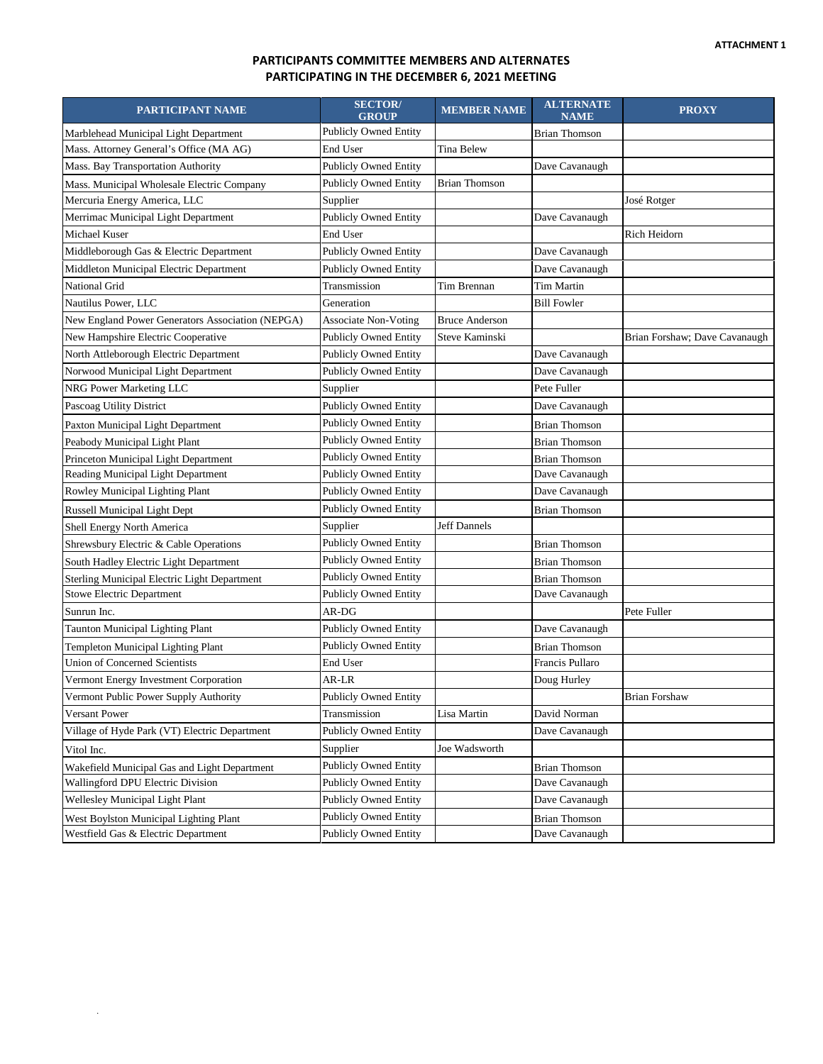ATTACHMENT 1

## PARTICIPANTS COMMITTEE MEMBERS AND ALTERNATES PARTICIPATING IN THE DECEMBER 6, 2021 MEETING

| PARTICIPANT NAME | SECTOR/ GROUP | MEMBER NAME | ALTERNATE NAME | PROXY |
|---|---|---|---|---|
| Marblehead Municipal Light Department | Publicly Owned Entity | | Brian Thomson | |
| Mass. Attorney General's Office (MA AG) | End User | Tina Belew | | |
| Mass. Bay Transportation Authority | Publicly Owned Entity | | Dave Cavanaugh | |
| Mass. Municipal Wholesale Electric Company | Publicly Owned Entity | Brian Thomson | | |
| Mercuria Energy America, LLC | Supplier | | | José Rotger |
| Merrimac Municipal Light Department | Publicly Owned Entity | | Dave Cavanaugh | |
| Michael Kuser | End User | | | Rich Heidorn |
| Middleborough Gas & Electric Department | Publicly Owned Entity | | Dave Cavanaugh | |
| Middleton Municipal Electric Department | Publicly Owned Entity | | Dave Cavanaugh | |
| National Grid | Transmission | Tim Brennan | Tim Martin | |
| Nautilus Power, LLC | Generation | | Bill Fowler | |
| New England Power Generators Association (NEPGA) | Associate Non-Voting | Bruce Anderson | | |
| New Hampshire Electric Cooperative | Publicly Owned Entity | Steve Kaminski | | Brian Forshaw; Dave Cavanaugh |
| North Attleborough Electric Department | Publicly Owned Entity | | Dave Cavanaugh | |
| Norwood Municipal Light Department | Publicly Owned Entity | | Dave Cavanaugh | |
| NRG Power Marketing LLC | Supplier | | Pete Fuller | |
| Pascoag Utility District | Publicly Owned Entity | | Dave Cavanaugh | |
| Paxton Municipal Light Department | Publicly Owned Entity | | Brian Thomson | |
| Peabody Municipal Light Plant | Publicly Owned Entity | | Brian Thomson | |
| Princeton Municipal Light Department | Publicly Owned Entity | | Brian Thomson | |
| Reading Municipal Light Department | Publicly Owned Entity | | Dave Cavanaugh | |
| Rowley Municipal Lighting Plant | Publicly Owned Entity | | Dave Cavanaugh | |
| Russell Municipal Light Dept | Publicly Owned Entity | | Brian Thomson | |
| Shell Energy North America | Supplier | Jeff Dannels | | |
| Shrewsbury Electric & Cable Operations | Publicly Owned Entity | | Brian Thomson | |
| South Hadley Electric Light Department | Publicly Owned Entity | | Brian Thomson | |
| Sterling Municipal Electric Light Department | Publicly Owned Entity | | Brian Thomson | |
| Stowe Electric Department | Publicly Owned Entity | | Dave Cavanaugh | |
| Sunrun Inc. | AR-DG | | | Pete Fuller |
| Taunton Municipal Lighting Plant | Publicly Owned Entity | | Dave Cavanaugh | |
| Templeton Municipal Lighting Plant | Publicly Owned Entity | | Brian Thomson | |
| Union of Concerned Scientists | End User | | Francis Pullaro | |
| Vermont Energy Investment Corporation | AR-LR | | Doug Hurley | |
| Vermont Public Power Supply Authority | Publicly Owned Entity | | | Brian Forshaw |
| Versant Power | Transmission | Lisa Martin | David Norman | |
| Village of Hyde Park (VT) Electric Department | Publicly Owned Entity | | Dave Cavanaugh | |
| Vitol Inc. | Supplier | Joe Wadsworth | | |
| Wakefield Municipal Gas and Light Department | Publicly Owned Entity | | Brian Thomson | |
| Wallingford DPU Electric Division | Publicly Owned Entity | | Dave Cavanaugh | |
| Wellesley Municipal Light Plant | Publicly Owned Entity | | Dave Cavanaugh | |
| West Boylston Municipal Lighting Plant | Publicly Owned Entity | | Brian Thomson | |
| Westfield Gas & Electric Department | Publicly Owned Entity | | Dave Cavanaugh | |